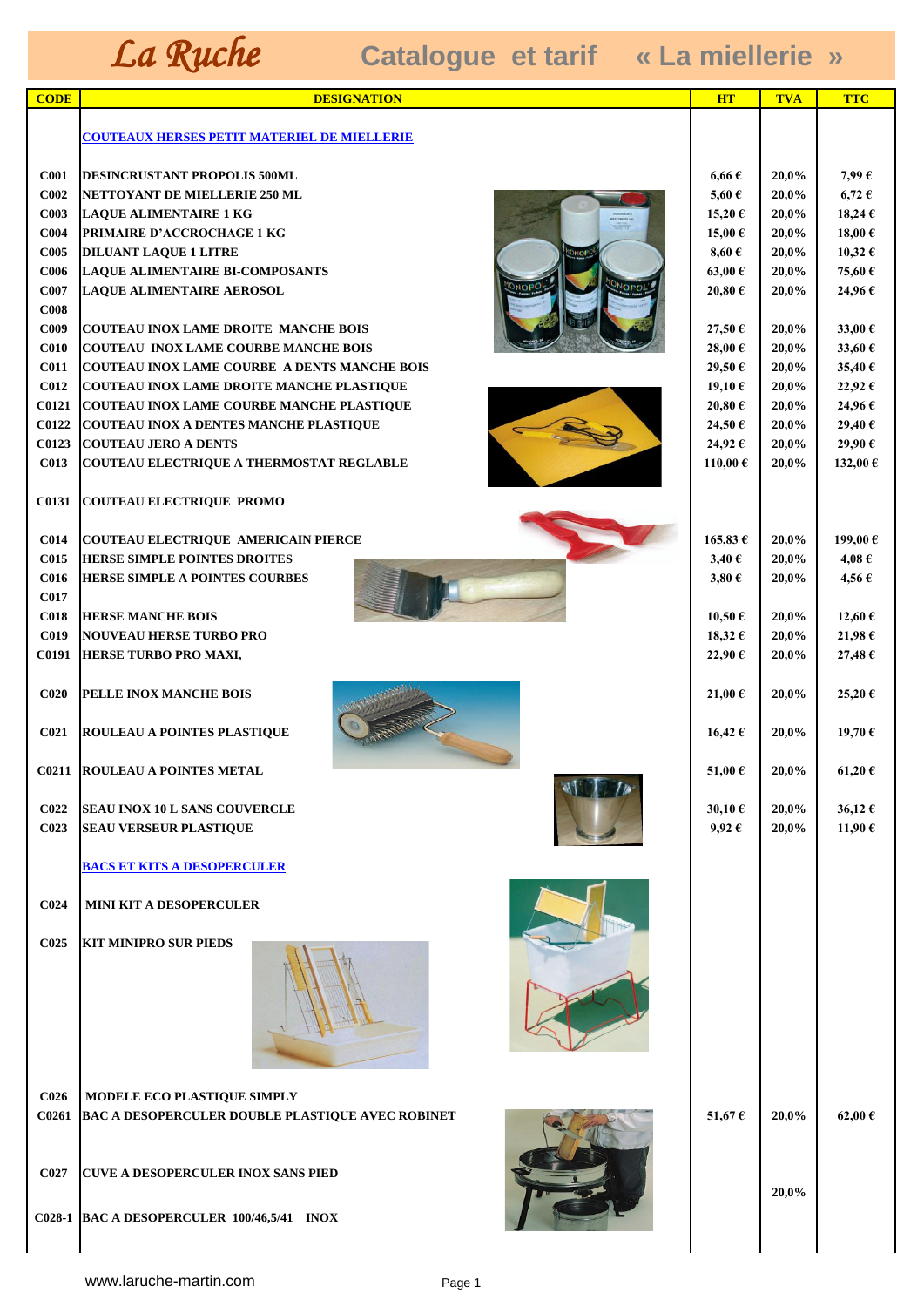# La Ruche — Catalogue et tarif « La miellerie »

| CODE | DESIGNATION | HT | TVA | TTC |
|---|---|---|---|---|
| | **COUTEAUX HERSES PETIT MATERIEL DE MIELLERIE** | | | |
| C001 | DESINCRUSTANT PROPOLIS 500ML | 6,66 € | 20,0% | 7,99 € |
| C002 | NETTOYANT DE MIELLERIE 250 ML | 5,60 € | 20,0% | 6,72 € |
| C003 | LAQUE ALIMENTAIRE 1 KG | 15,20 € | 20,0% | 18,24 € |
| C004 | PRIMAIRE D'ACCROCHAGE 1 KG | 15,00 € | 20,0% | 18,00 € |
| C005 | DILUANT LAQUE 1 LITRE | 8,60 € | 20,0% | 10,32 € |
| C006 | LAQUE ALIMENTAIRE BI-COMPOSANTS | 63,00 € | 20,0% | 75,60 € |
| C007 | LAQUE ALIMENTAIRE AEROSOL | 20,80 € | 20,0% | 24,96 € |
| C008 | | | | |
| C009 | COUTEAU INOX LAME DROITE MANCHE BOIS | 27,50 € | 20,0% | 33,00 € |
| C010 | COUTEAU INOX LAME COURBE MANCHE BOIS | 28,00 € | 20,0% | 33,60 € |
| C011 | COUTEAU INOX LAME COURBE A DENTS MANCHE BOIS | 29,50 € | 20,0% | 35,40 € |
| C012 | COUTEAU INOX LAME DROITE MANCHE PLASTIQUE | 19,10 € | 20,0% | 22,92 € |
| C0121 | COUTEAU INOX LAME COURBE MANCHE PLASTIQUE | 20,80 € | 20,0% | 24,96 € |
| C0122 | COUTEAU INOX A DENTES MANCHE PLASTIQUE | 24,50 € | 20,0% | 29,40 € |
| C0123 | COUTEAU JERO A DENTS | 24,92 € | 20,0% | 29,90 € |
| C013 | COUTEAU ELECTRIQUE A THERMOSTAT REGLABLE | 110,00 € | 20,0% | 132,00 € |
| C0131 | COUTEAU ELECTRIQUE PROMO | | | |
| C014 | COUTEAU ELECTRIQUE AMERICAIN PIERCE | 165,83 € | 20,0% | 199,00 € |
| C015 | HERSE SIMPLE POINTES DROITES | 3,40 € | 20,0% | 4,08 € |
| C016 | HERSE SIMPLE A POINTES COURBES | 3,80 € | 20,0% | 4,56 € |
| C017 | | | | |
| C018 | HERSE MANCHE BOIS | 10,50 € | 20,0% | 12,60 € |
| C019 | NOUVEAU HERSE TURBO PRO | 18,32 € | 20,0% | 21,98 € |
| C0191 | HERSE TURBO PRO MAXI, | 22,90 € | 20,0% | 27,48 € |
| C020 | PELLE INOX MANCHE BOIS | 21,00 € | 20,0% | 25,20 € |
| C021 | ROULEAU A POINTES PLASTIQUE | 16,42 € | 20,0% | 19,70 € |
| C0211 | ROULEAU A POINTES METAL | 51,00 € | 20,0% | 61,20 € |
| C022 | SEAU INOX 10 L SANS COUVERCLE | 30,10 € | 20,0% | 36,12 € |
| C023 | SEAU VERSEUR PLASTIQUE | 9,92 € | 20,0% | 11,90 € |
| | **BACS ET KITS A DESOPERCULER** | | | |
| C024 | MINI KIT A DESOPERCULER | | | |
| C025 | KIT MINIPRO SUR PIEDS | | | |
| C026 | MODELE ECO PLASTIQUE SIMPLY | | | |
| C0261 | BAC A DESOPERCULER DOUBLE PLASTIQUE AVEC ROBINET | 51,67 € | 20,0% | 62,00 € |
| C027 | CUVE A DESOPERCULER INOX SANS PIED | | 20,0% | |
| C028-1 | BAC A DESOPERCULER 100/46,5/41 INOX | | | |

www.laruche-martin.com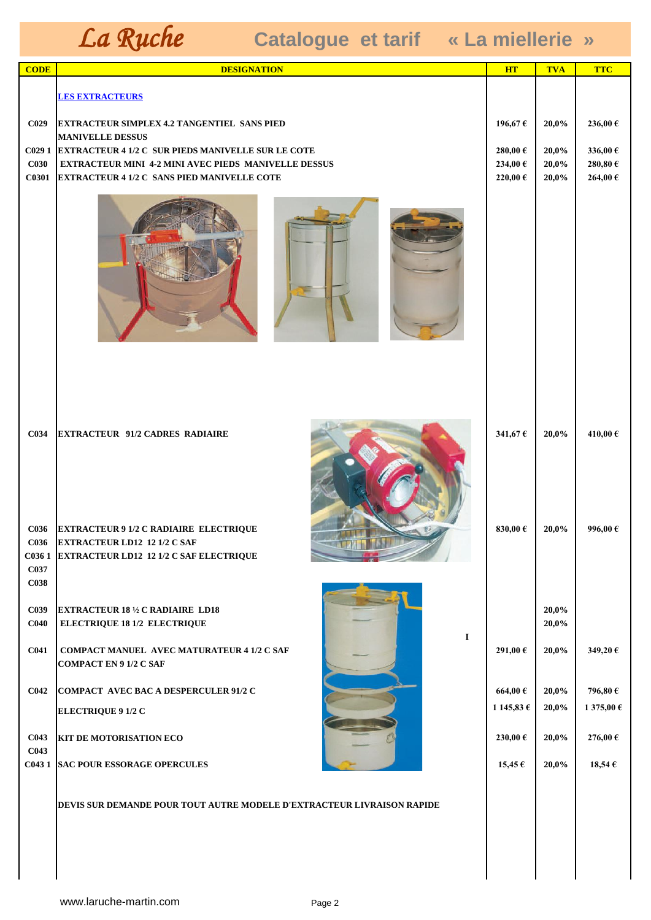# La Ruche Catalogue et tarif « La miellerie »

| CODE | DESIGNATION | HT | TVA | TTC |
|---|---|---|---|---|
| | LES EXTRACTEURS | | | |
| C029 | EXTRACTEUR SIMPLEX 4.2 TANGENTIEL SANS PIED MANIVELLE DESSUS | 196,67 € | 20,0% | 236,00 € |
| C029 1 | EXTRACTEUR 4 1/2 C SUR PIEDS MANIVELLE SUR LE COTE | 280,00 € | 20,0% | 336,00 € |
| C030 | EXTRACTEUR MINI 4-2 MINI AVEC PIEDS MANIVELLE DESSUS | 234,00 € | 20,0% | 280,80 € |
| C0301 | EXTRACTEUR 4 1/2 C SANS PIED MANIVELLE COTE | 220,00 € | 20,0% | 264,00 € |
| C034 | EXTRACTEUR 91/2 CADRES RADIAIRE | 341,67 € | 20,0% | 410,00 € |
| C036 | EXTRACTEUR 9 1/2 C RADIAIRE ELECTRIQUE | 830,00 € | 20,0% | 996,00 € |
| C036 | EXTRACTEUR LD12 12 1/2 C SAF | | | |
| C036 1 | EXTRACTEUR LD12 12 1/2 C SAF ELECTRIQUE | | | |
| C037 | | | | |
| C038 | | | | |
| C039 | EXTRACTEUR 18 ½ C RADIAIRE LD18 | | 20,0% | |
| C040 | ELECTRIQUE 18 1/2 ELECTRIQUE | | 20,0% | |
| C041 | COMPACT MANUEL AVEC MATURATEUR 4 1/2 C SAF | 291,00 € | 20,0% | 349,20 € |
| | COMPACT EN 9 1/2 C SAF | | | |
| C042 | COMPACT AVEC BAC A DESPERCULER 91/2 C | 664,00 € | 20,0% | 796,80 € |
| | ELECTRIQUE 9 1/2 C | 1 145,83 € | 20,0% | 1 375,00 € |
| C043 | KIT DE MOTORISATION ECO | 230,00 € | 20,0% | 276,00 € |
| C043 | | | | |
| C043 1 | SAC POUR ESSORAGE OPERCULES | 15,45 € | 20,0% | 18,54 € |
| | DEVIS SUR DEMANDE POUR TOUT AUTRE MODELE D'EXTRACTEUR LIVRAISON RAPIDE | | | |

www.laruche-martin.com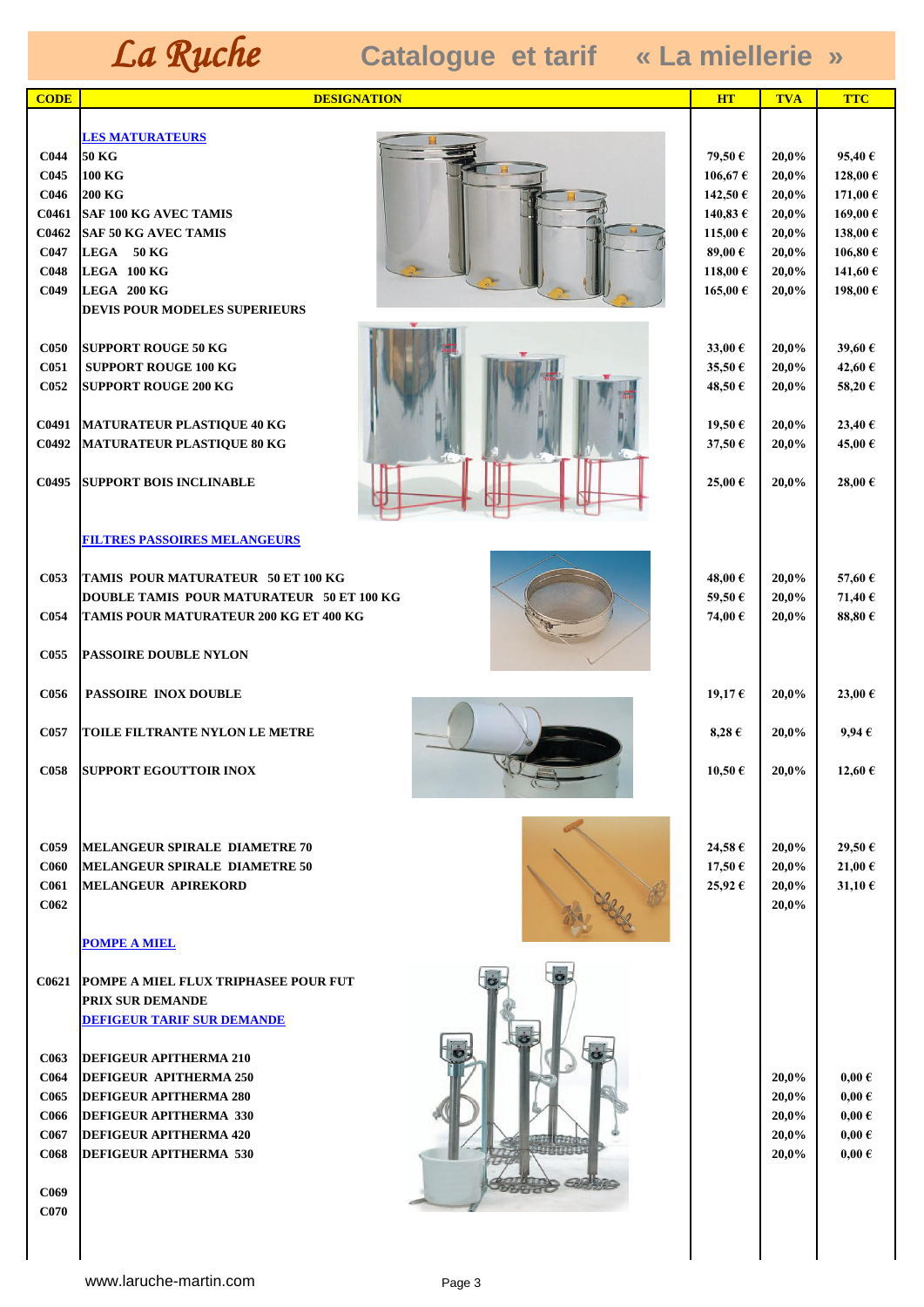# La Ruche — Catalogue et tarif « La miellerie »

| CODE | DESIGNATION | HT | TVA | TTC |
|---|---|---|---|---|
| | LES MATURATEURS | | | |
| C044 | 50 KG | 79,50 € | 20,0% | 95,40 € |
| C045 | 100 KG | 106,67 € | 20,0% | 128,00 € |
| C046 | 200 KG | 142,50 € | 20,0% | 171,00 € |
| C0461 | SAF 100 KG AVEC TAMIS | 140,83 € | 20,0% | 169,00 € |
| C0462 | SAF 50 KG AVEC TAMIS | 115,00 € | 20,0% | 138,00 € |
| C047 | LEGA 50 KG | 89,00 € | 20,0% | 106,80 € |
| C048 | LEGA 100 KG | 118,00 € | 20,0% | 141,60 € |
| C049 | LEGA 200 KG | 165,00 € | 20,0% | 198,00 € |
| | DEVIS POUR MODELES SUPERIEURS | | | |
| C050 | SUPPORT ROUGE 50 KG | 33,00 € | 20,0% | 39,60 € |
| C051 | SUPPORT ROUGE 100 KG | 35,50 € | 20,0% | 42,60 € |
| C052 | SUPPORT ROUGE 200 KG | 48,50 € | 20,0% | 58,20 € |
| C0491 | MATURATEUR PLASTIQUE 40 KG | 19,50 € | 20,0% | 23,40 € |
| C0492 | MATURATEUR PLASTIQUE 80 KG | 37,50 € | 20,0% | 45,00 € |
| C0495 | SUPPORT BOIS INCLINABLE | 25,00 € | 20,0% | 28,00 € |
| | FILTRES PASSOIRES MELANGEURS | | | |
| C053 | TAMIS POUR MATURATEUR 50 ET 100 KG | 48,00 € | 20,0% | 57,60 € |
| | DOUBLE TAMIS POUR MATURATEUR 50 ET 100 KG | 59,50 € | 20,0% | 71,40 € |
| C054 | TAMIS POUR MATURATEUR 200 KG ET 400 KG | 74,00 € | 20,0% | 88,80 € |
| C055 | PASSOIRE DOUBLE NYLON | | | |
| C056 | PASSOIRE INOX DOUBLE | 19,17 € | 20,0% | 23,00 € |
| C057 | TOILE FILTRANTE NYLON LE METRE | 8,28 € | 20,0% | 9,94 € |
| C058 | SUPPORT EGOUTTOIR INOX | 10,50 € | 20,0% | 12,60 € |
| C059 | MELANGEUR SPIRALE DIAMETRE 70 | 24,58 € | 20,0% | 29,50 € |
| C060 | MELANGEUR SPIRALE DIAMETRE 50 | 17,50 € | 20,0% | 21,00 € |
| C061 | MELANGEUR APIREKORD | 25,92 € | 20,0% | 31,10 € |
| C062 | | | 20,0% | |
| | POMPE A MIEL | | | |
| C0621 | POMPE A MIEL FLUX TRIPHASEE POUR FUT | | | |
| | PRIX SUR DEMANDE | | | |
| | DEFIGEUR TARIF SUR DEMANDE | | | |
| C063 | DEFIGEUR APITHERMA 210 | | | |
| C064 | DEFIGEUR APITHERMA 250 | | 20,0% | 0,00 € |
| C065 | DEFIGEUR APITHERMA 280 | | 20,0% | 0,00 € |
| C066 | DEFIGEUR APITHERMA 330 | | 20,0% | 0,00 € |
| C067 | DEFIGEUR APITHERMA 420 | | 20,0% | 0,00 € |
| C068 | DEFIGEUR APITHERMA 530 | | 20,0% | 0,00 € |
| C069 | | | | |
| C070 | | | | |

www.laruche-martin.com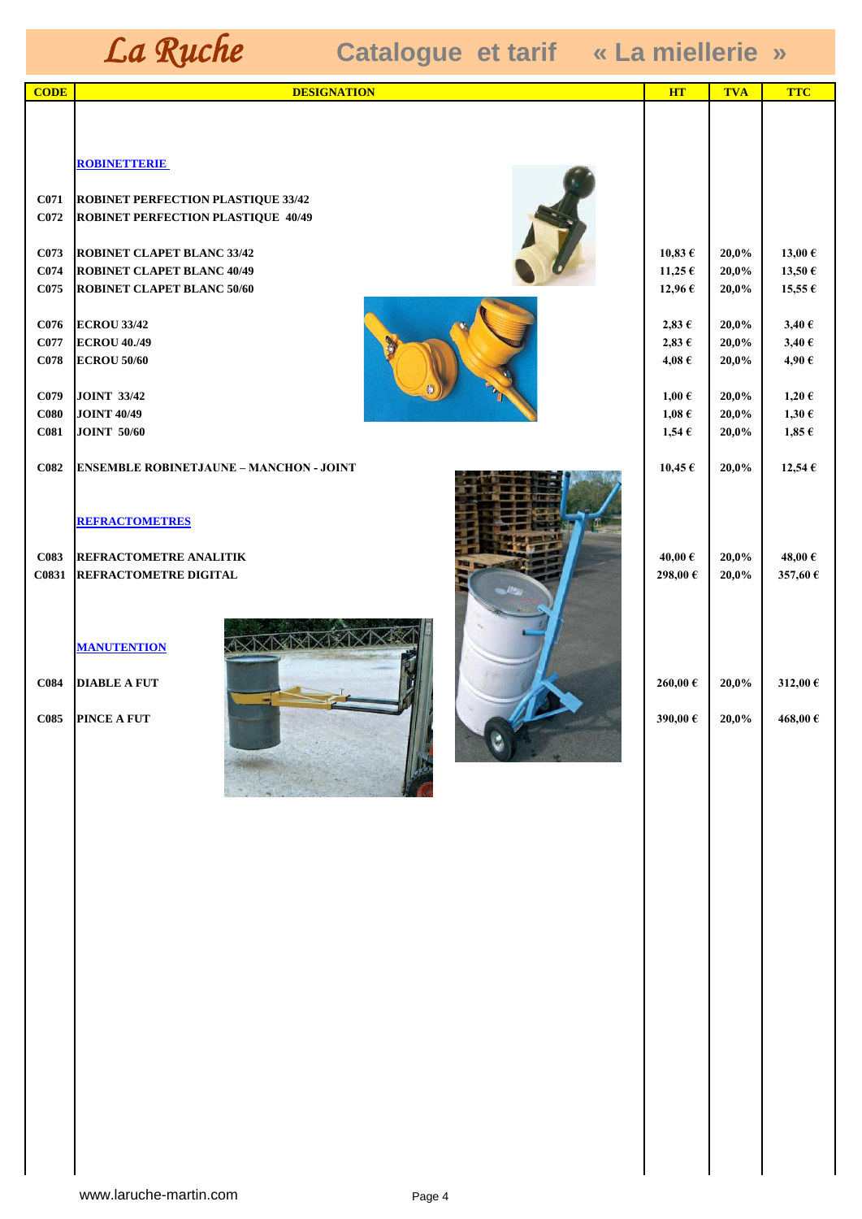# La Ruche — Catalogue et tarif « La miellerie »

| CODE | DESIGNATION | HT | TVA | TTC |
|---|---|---|---|---|
| | **ROBINETTERIE** | | | |
| C071 | ROBINET PERFECTION PLASTIQUE 33/42 | | | |
| C072 | ROBINET PERFECTION PLASTIQUE 40/49 | | | |
| C073 | ROBINET CLAPET BLANC 33/42 | 10,83 € | 20,0% | 13,00 € |
| C074 | ROBINET CLAPET BLANC 40/49 | 11,25 € | 20,0% | 13,50 € |
| C075 | ROBINET CLAPET BLANC 50/60 | 12,96 € | 20,0% | 15,55 € |
| C076 | ECROU 33/42 | 2,83 € | 20,0% | 3,40 € |
| C077 | ECROU 40./49 | 2,83 € | 20,0% | 3,40 € |
| C078 | ECROU 50/60 | 4,08 € | 20,0% | 4,90 € |
| C079 | JOINT 33/42 | 1,00 € | 20,0% | 1,20 € |
| C080 | JOINT 40/49 | 1,08 € | 20,0% | 1,30 € |
| C081 | JOINT 50/60 | 1,54 € | 20,0% | 1,85 € |
| C082 | ENSEMBLE ROBINETJAUNE – MANCHON - JOINT | 10,45 € | 20,0% | 12,54 € |
| | **REFRACTOMETRES** | | | |
| C083 | REFRACTOMETRE ANALITIK | 40,00 € | 20,0% | 48,00 € |
| C0831 | REFRACTOMETRE DIGITAL | 298,00 € | 20,0% | 357,60 € |
| | **MANUTENTION** | | | |
| C084 | DIABLE A FUT | 260,00 € | 20,0% | 312,00 € |
| C085 | PINCE A FUT | 390,00 € | 20,0% | 468,00 € |

www.laruche-martin.com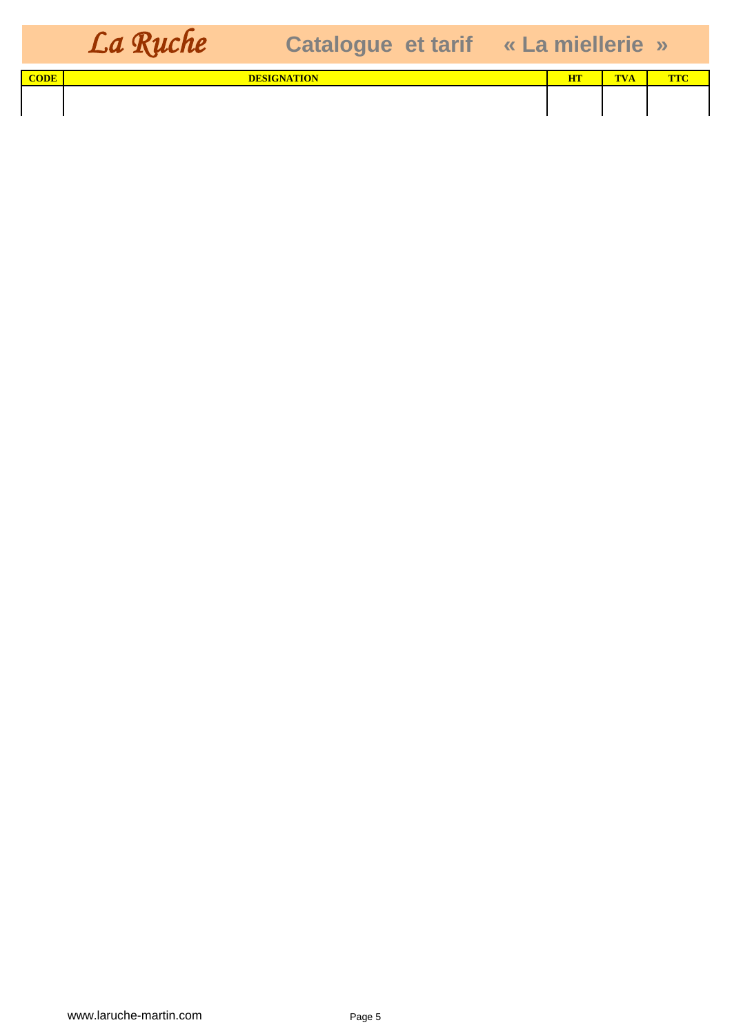# La Ruche Catalogue et tarif « La miellerie »

| CODE | DESIGNATION | HT | TVA | TTC |
|---|---|---|---|---|
| | | | | |

www.laruche-martin.com